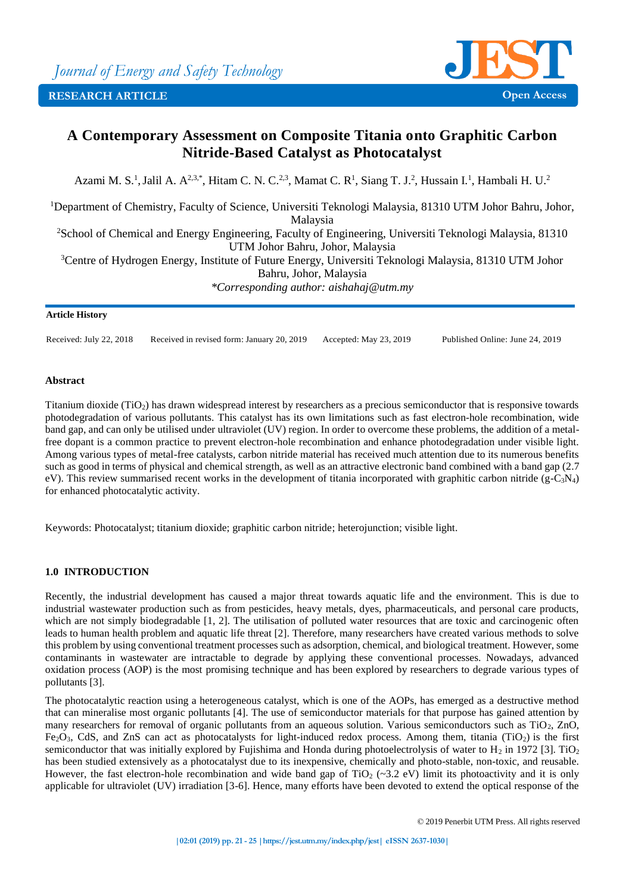Journal of Energy and Safety Technology

RESEARCH ARTICLE

Open Access

# A Contemporary Assessment on Composite Titania onto Graphitic Carbon Nitride-Based Catalyst as Photocatalyst

Azami M. S.[1], Jalil A. A[2,3,*], Hitam C. N. C.[2,3], Mamat C. R[1], Siang T. J.[2], Hussain I.[1], Hambali H. U.[2]

[1]Department of Chemistry, Faculty of Science, Universiti Teknologi Malaysia, 81310 UTM Johor Bahru, Johor, Malaysia

[2]School of Chemical and Energy Engineering, Faculty of Engineering, Universiti Teknologi Malaysia, 81310 UTM Johor Bahru, Johor, Malaysia

[3]Centre of Hydrogen Energy, Institute of Future Energy, Universiti Teknologi Malaysia, 81310 UTM Johor Bahru, Johor, Malaysia

*\*Corresponding author: aishahaj@utm.my*

**Article History**

Received: July 22, 2018 Received in revised form: January 20, 2019 Accepted: May 23, 2019 Published Online: June 24, 2019

**Abstract**

Titanium dioxide ($TiO_2$) has drawn widespread interest by researchers as a precious semiconductor that is responsive towards photodegradation of various pollutants. This catalyst has its own limitations such as fast electron-hole recombination, wide band gap, and can only be utilised under ultraviolet (UV) region. In order to overcome these problems, the addition of a metal-free dopant is a common practice to prevent electron-hole recombination and enhance photodegradation under visible light. Among various types of metal-free catalysts, carbon nitride material has received much attention due to its numerous benefits such as good in terms of physical and chemical strength, as well as an attractive electronic band combined with a band gap (2.7 eV). This review summarised recent works in the development of titania incorporated with graphitic carbon nitride ($g\text{-}C_3N_4$) for enhanced photocatalytic activity.

Keywords: Photocatalyst; titanium dioxide; graphitic carbon nitride; heterojunction; visible light.

## 1.0 INTRODUCTION

Recently, the industrial development has caused a major threat towards aquatic life and the environment. This is due to industrial wastewater production such as from pesticides, heavy metals, dyes, pharmaceuticals, and personal care products, which are not simply biodegradable [1, 2]. The utilisation of polluted water resources that are toxic and carcinogenic often leads to human health problem and aquatic life threat [2]. Therefore, many researchers have created various methods to solve this problem by using conventional treatment processes such as adsorption, chemical, and biological treatment. However, some contaminants in wastewater are intractable to degrade by applying these conventional processes. Nowadays, advanced oxidation process (AOP) is the most promising technique and has been explored by researchers to degrade various types of pollutants [3].

The photocatalytic reaction using a heterogeneous catalyst, which is one of the AOPs, has emerged as a destructive method that can mineralise most organic pollutants [4]. The use of semiconductor materials for that purpose has gained attention by many researchers for removal of organic pollutants from an aqueous solution. Various semiconductors such as $TiO_2$, ZnO, $Fe_2O_3$, CdS, and ZnS can act as photocatalysts for light-induced redox process. Among them, titania ($TiO_2$) is the first semiconductor that was initially explored by Fujishima and Honda during photoelectrolysis of water to $H_2$ in 1972 [3]. $TiO_2$ has been studied extensively as a photocatalyst due to its inexpensive, chemically and photo-stable, non-toxic, and reusable. However, the fast electron-hole recombination and wide band gap of $TiO_2$ (~3.2 eV) limit its photoactivity and it is only applicable for ultraviolet (UV) irradiation [3-6]. Hence, many efforts have been devoted to extend the optical response of the

© 2019 Penerbit UTM Press. All rights reserved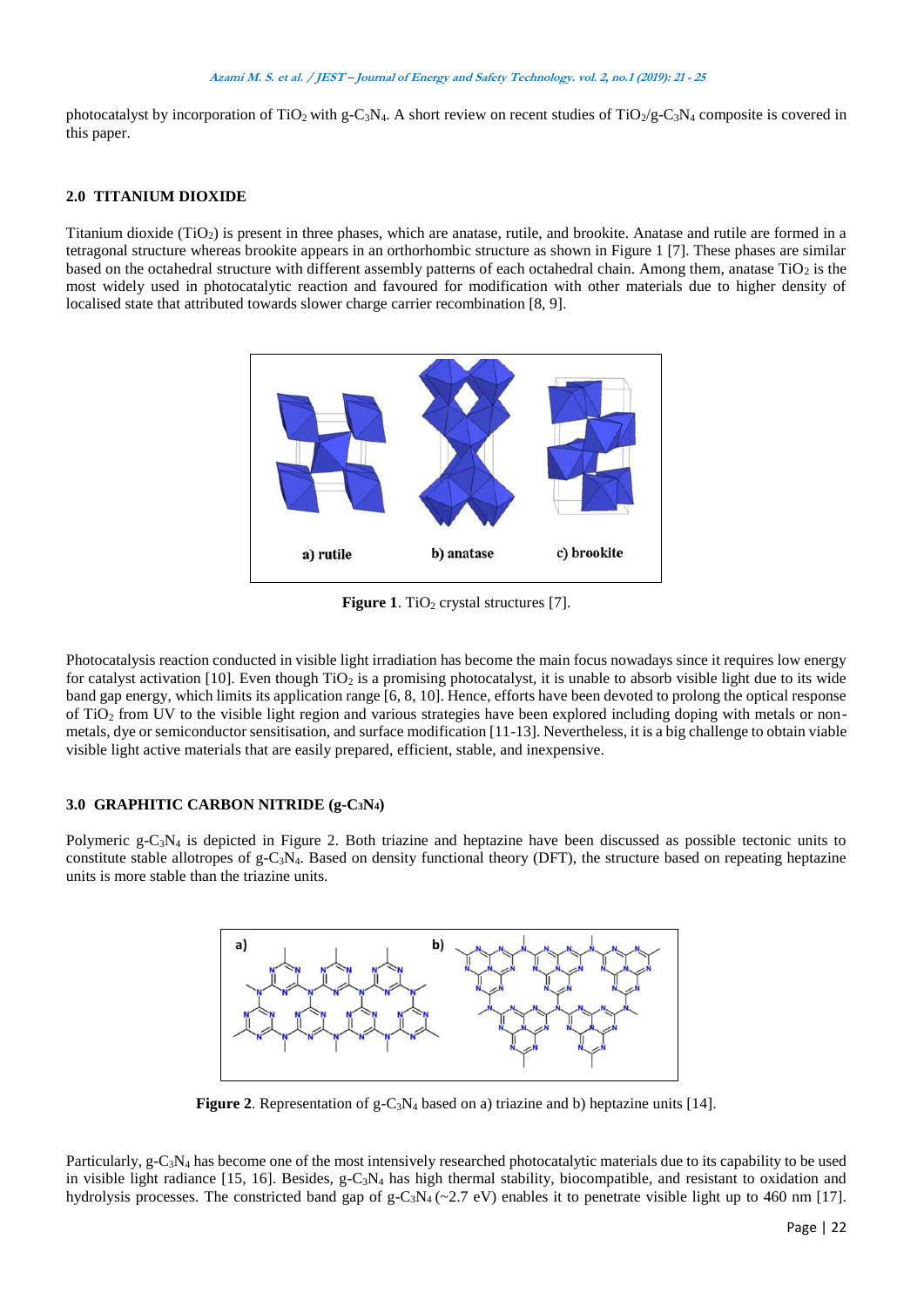photocatalyst by incorporation of $TiO_2$ with g-$C_3N_4$. A short review on recent studies of $TiO_2$/g-$C_3N_4$ composite is covered in this paper.

## 2.0 TITANIUM DIOXIDE

Titanium dioxide ($TiO_2$) is present in three phases, which are anatase, rutile, and brookite. Anatase and rutile are formed in a tetragonal structure whereas brookite appears in an orthorhombic structure as shown in Figure 1 [7]. These phases are similar based on the octahedral structure with different assembly patterns of each octahedral chain. Among them, anatase $TiO_2$ is the most widely used in photocatalytic reaction and favoured for modification with other materials due to higher density of localised state that attributed towards slower charge carrier recombination [8, 9].

**Figure 1**. $TiO_2$ crystal structures [7].

Photocatalysis reaction conducted in visible light irradiation has become the main focus nowadays since it requires low energy for catalyst activation [10]. Even though $TiO_2$ is a promising photocatalyst, it is unable to absorb visible light due to its wide band gap energy, which limits its application range [6, 8, 10]. Hence, efforts have been devoted to prolong the optical response of $TiO_2$ from UV to the visible light region and various strategies have been explored including doping with metals or non-metals, dye or semiconductor sensitisation, and surface modification [11-13]. Nevertheless, it is a big challenge to obtain viable visible light active materials that are easily prepared, efficient, stable, and inexpensive.

## 3.0 GRAPHITIC CARBON NITRIDE (g-$C_3N_4$)

Polymeric g-$C_3N_4$ is depicted in Figure 2. Both triazine and heptazine have been discussed as possible tectonic units to constitute stable allotropes of g-$C_3N_4$. Based on density functional theory (DFT), the structure based on repeating heptazine units is more stable than the triazine units.

**Figure 2**. Representation of g-$C_3N_4$ based on a) triazine and b) heptazine units [14].

Particularly, g-$C_3N_4$ has become one of the most intensively researched photocatalytic materials due to its capability to be used in visible light radiance [15, 16]. Besides, g-$C_3N_4$ has high thermal stability, biocompatible, and resistant to oxidation and hydrolysis processes. The constricted band gap of g-$C_3N_4$ (~2.7 eV) enables it to penetrate visible light up to 460 nm [17].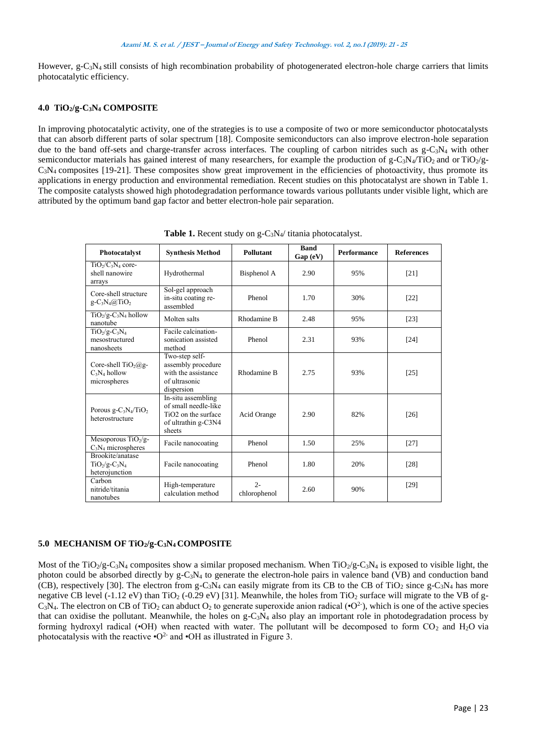However, $g\text{-}C_3N_4$ still consists of high recombination probability of photogenerated electron-hole charge carriers that limits photocatalytic efficiency.

## 4.0 $TiO_2/g\text{-}C_3N_4$ COMPOSITE

In improving photocatalytic activity, one of the strategies is to use a composite of two or more semiconductor photocatalysts that can absorb different parts of solar spectrum [18]. Composite semiconductors can also improve electron-hole separation due to the band off-sets and charge-transfer across interfaces. The coupling of carbon nitrides such as $g\text{-}C_3N_4$ with other semiconductor materials has gained interest of many researchers, for example the production of $g\text{-}C_3N_4/TiO_2$ and or $TiO_2/g\text{-}C_3N_4$ composites [19-21]. These composites show great improvement in the efficiencies of photoactivity, thus promote its applications in energy production and environmental remediation. Recent studies on this photocatalyst are shown in Table 1. The composite catalysts showed high photodegradation performance towards various pollutants under visible light, which are attributed by the optimum band gap factor and better electron-hole pair separation.

**Table 1.** Recent study on $g\text{-}C_3N_4$/ titania photocatalyst.

| Photocatalyst | Synthesis Method | Pollutant | Band Gap (eV) | Performance | References |
|---|---|---|---|---|---|
| $TiO_2/C_3N_4$ core-shell nanowire arrays | Hydrothermal | Bisphenol A | 2.90 | 95% | [21] |
| Core-shell structure $g\text{-}C_3N_4@TiO_2$ | Sol-gel approach in-situ coating re-assembled | Phenol | 1.70 | 30% | [22] |
| $TiO_2/g\text{-}C_3N_4$ hollow nanotube | Molten salts | Rhodamine B | 2.48 | 95% | [23] |
| $TiO_2/g\text{-}C_3N_4$ mesostructured nanosheets | Facile calcination-sonication assisted method | Phenol | 2.31 | 93% | [24] |
| Core-shell $TiO_2@g\text{-}C_3N_4$ hollow microspheres | Two-step self-assembly procedure with the assistance of ultrasonic dispersion | Rhodamine B | 2.75 | 93% | [25] |
| Porous $g\text{-}C_3N_4/TiO_2$ heterostructure | In-situ assembling of small needle-like TiO2 on the surface of ultrathin g-C3N4 sheets | Acid Orange | 2.90 | 82% | [26] |
| Mesoporous $TiO_2/g\text{-}C_3N_4$ microspheres | Facile nanocoating | Phenol | 1.50 | 25% | [27] |
| Brookite/anatase $TiO_2/g\text{-}C_3N_4$ heterojunction | Facile nanocoating | Phenol | 1.80 | 20% | [28] |
| Carbon nitride/titania nanotubes | High-temperature calculation method | 2-chlorophenol | 2.60 | 90% | [29] |

## 5.0 MECHANISM OF $TiO_2/g\text{-}C_3N_4$ COMPOSITE

Most of the $TiO_2/g\text{-}C_3N_4$ composites show a similar proposed mechanism. When $TiO_2/g\text{-}C_3N_4$ is exposed to visible light, the photon could be absorbed directly by $g\text{-}C_3N_4$ to generate the electron-hole pairs in valence band (VB) and conduction band (CB), respectively [30]. The electron from $g\text{-}C_3N_4$ can easily migrate from its CB to the CB of $TiO_2$ since $g\text{-}C_3N_4$ has more negative CB level (-1.12 eV) than $TiO_2$ (-0.29 eV) [31]. Meanwhile, the holes from $TiO_2$ surface will migrate to the VB of $g\text{-}C_3N_4$. The electron on CB of $TiO_2$ can abduct $O_2$ to generate superoxide anion radical ($\bullet O^{2-}$), which is one of the active species that can oxidise the pollutant. Meanwhile, the holes on $g\text{-}C_3N_4$ also play an important role in photodegradation process by forming hydroxyl radical ($\bullet OH$) when reacted with water. The pollutant will be decomposed to form $CO_2$ and $H_2O$ via photocatalysis with the reactive $\bullet O^{2-}$ and $\bullet OH$ as illustrated in Figure 3.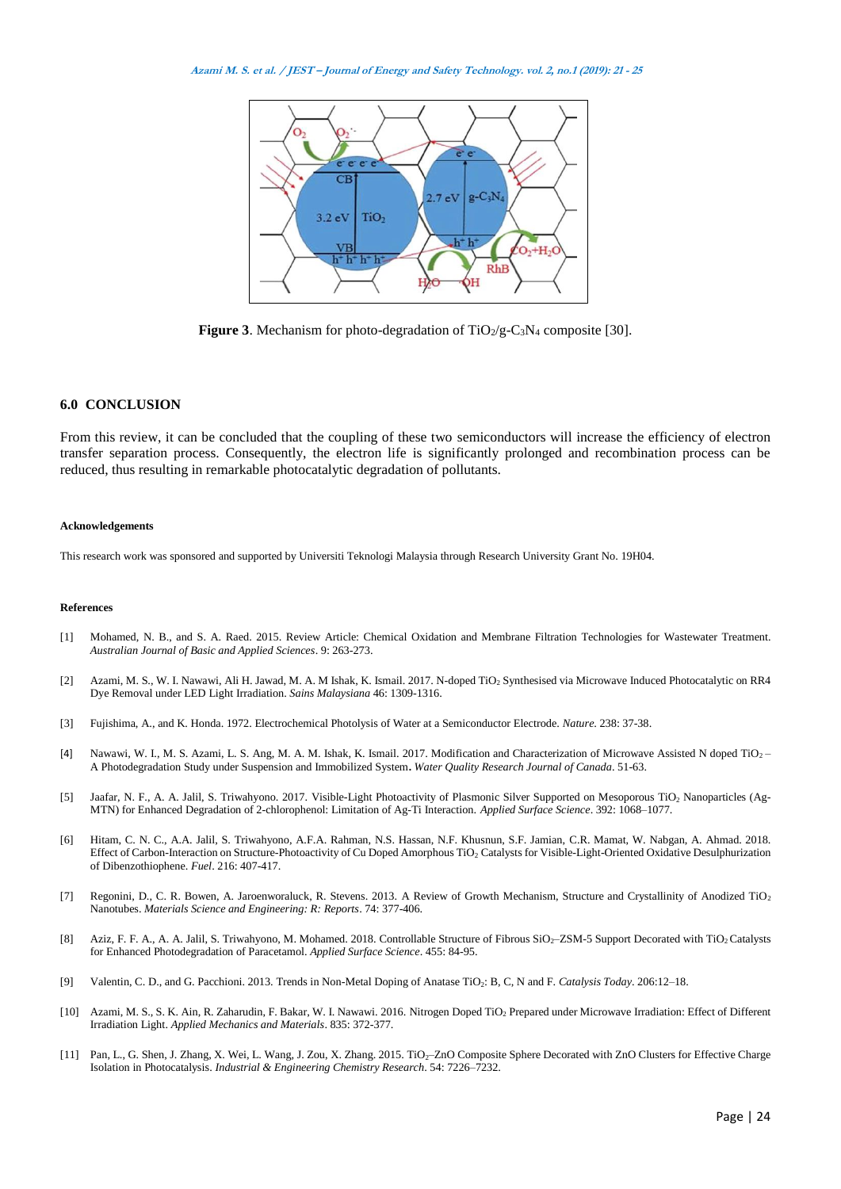**Figure 3**. Mechanism for photo-degradation of $TiO_2$/g-$C_3N_4$ composite [30].

## 6.0 CONCLUSION

From this review, it can be concluded that the coupling of these two semiconductors will increase the efficiency of electron transfer separation process. Consequently, the electron life is significantly prolonged and recombination process can be reduced, thus resulting in remarkable photocatalytic degradation of pollutants.

#### Acknowledgements

This research work was sponsored and supported by Universiti Teknologi Malaysia through Research University Grant No. 19H04.

#### References

[1] Mohamed, N. B., and S. A. Raed. 2015. Review Article: Chemical Oxidation and Membrane Filtration Technologies for Wastewater Treatment. *Australian Journal of Basic and Applied Sciences*. 9: 263-273.

[2] Azami, M. S., W. I. Nawawi, Ali H. Jawad, M. A. M Ishak, K. Ismail. 2017. N-doped $TiO_2$ Synthesised via Microwave Induced Photocatalytic on RR4 Dye Removal under LED Light Irradiation. *Sains Malaysiana* 46: 1309-1316.

[3] Fujishima, A., and K. Honda. 1972. Electrochemical Photolysis of Water at a Semiconductor Electrode. *Nature*. 238: 37-38.

[4] Nawawi, W. I., M. S. Azami, L. S. Ang, M. A. M. Ishak, K. Ismail. 2017. Modification and Characterization of Microwave Assisted N doped $TiO_2$ – A Photodegradation Study under Suspension and Immobilized System. *Water Quality Research Journal of Canada*. 51-63.

[5] Jaafar, N. F., A. A. Jalil, S. Triwahyono. 2017. Visible-Light Photoactivity of Plasmonic Silver Supported on Mesoporous $TiO_2$ Nanoparticles (Ag-MTN) for Enhanced Degradation of 2-chlorophenol: Limitation of Ag-Ti Interaction. *Applied Surface Science*. 392: 1068–1077.

[6] Hitam, C. N. C., A.A. Jalil, S. Triwahyono, A.F.A. Rahman, N.S. Hassan, N.F. Khusnun, S.F. Jamian, C.R. Mamat, W. Nabgan, A. Ahmad. 2018. Effect of Carbon-Interaction on Structure-Photoactivity of Cu Doped Amorphous $TiO_2$ Catalysts for Visible-Light-Oriented Oxidative Desulphurization of Dibenzothiophene. *Fuel*. 216: 407-417.

[7] Regonini, D., C. R. Bowen, A. Jaroenworaluck, R. Stevens. 2013. A Review of Growth Mechanism, Structure and Crystallinity of Anodized $TiO_2$ Nanotubes. *Materials Science and Engineering: R: Reports*. 74: 377-406.

[8] Aziz, F. F. A., A. A. Jalil, S. Triwahyono, M. Mohamed. 2018. Controllable Structure of Fibrous $SiO_2$–ZSM-5 Support Decorated with $TiO_2$ Catalysts for Enhanced Photodegradation of Paracetamol. *Applied Surface Science*. 455: 84-95.

[9] Valentin, C. D., and G. Pacchioni. 2013. Trends in Non-Metal Doping of Anatase $TiO_2$: B, C, N and F. *Catalysis Today*. 206:12–18.

[10] Azami, M. S., S. K. Ain, R. Zaharudin, F. Bakar, W. I. Nawawi. 2016. Nitrogen Doped $TiO_2$ Prepared under Microwave Irradiation: Effect of Different Irradiation Light. *Applied Mechanics and Materials*. 835: 372-377.

[11] Pan, L., G. Shen, J. Zhang, X. Wei, L. Wang, J. Zou, X. Zhang. 2015. $TiO_2$–ZnO Composite Sphere Decorated with ZnO Clusters for Effective Charge Isolation in Photocatalysis. *Industrial & Engineering Chemistry Research*. 54: 7226–7232.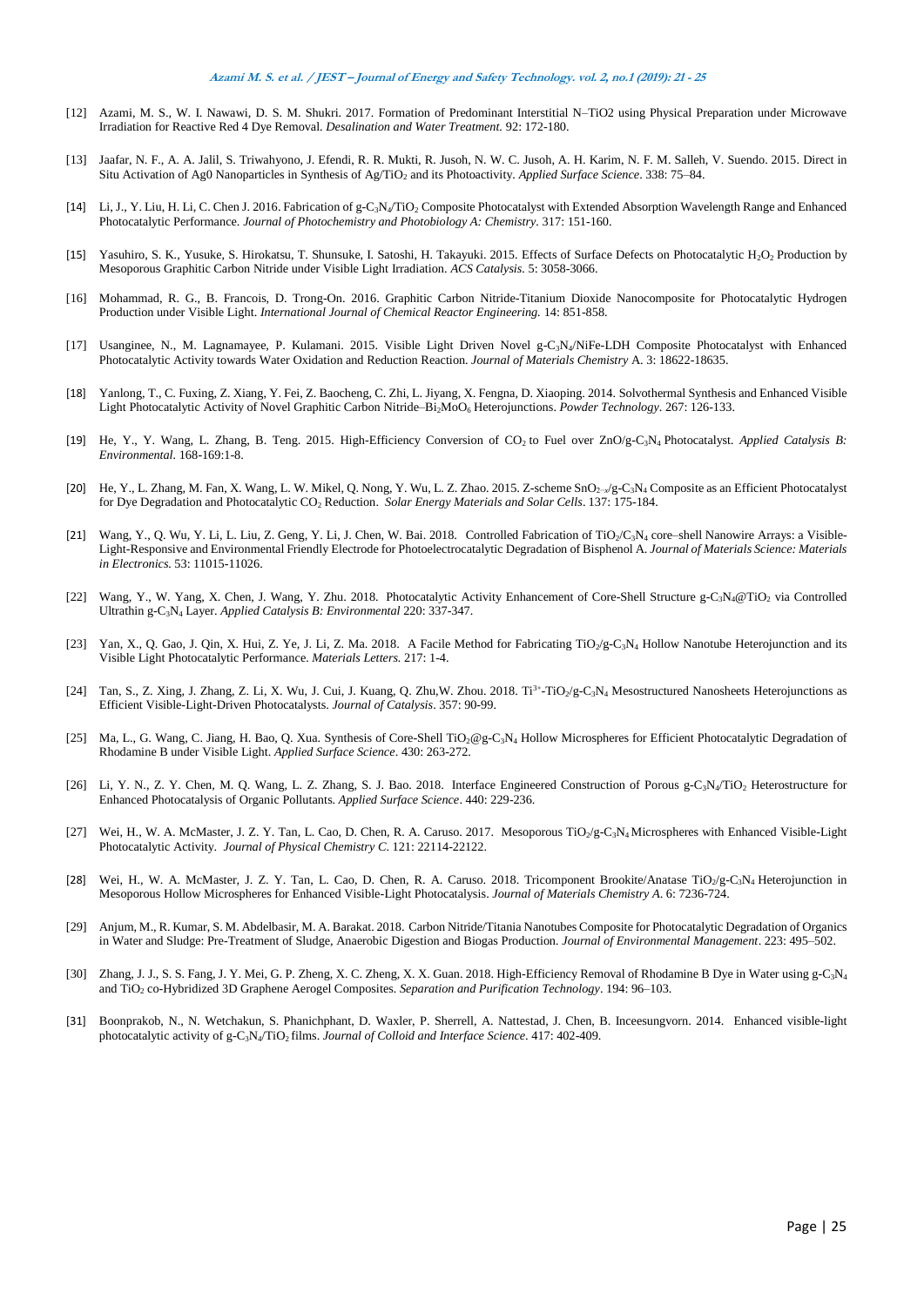[12] Azami, M. S., W. I. Nawawi, D. S. M. Shukri. 2017. Formation of Predominant Interstitial N–TiO2 using Physical Preparation under Microwave Irradiation for Reactive Red 4 Dye Removal. *Desalination and Water Treatment.* 92: 172-180.

[13] Jaafar, N. F., A. A. Jalil, S. Triwahyono, J. Efendi, R. R. Mukti, R. Jusoh, N. W. C. Jusoh, A. H. Karim, N. F. M. Salleh, V. Suendo. 2015. Direct in Situ Activation of Ag0 Nanoparticles in Synthesis of Ag/$TiO_2$ and its Photoactivity. *Applied Surface Science*. 338: 75–84.

[14] Li, J., Y. Liu, H. Li, C. Chen J. 2016. Fabrication of g-$C_3N_4$/$TiO_2$ Composite Photocatalyst with Extended Absorption Wavelength Range and Enhanced Photocatalytic Performance. *Journal of Photochemistry and Photobiology A: Chemistry*. 317: 151-160.

[15] Yasuhiro, S. K., Yusuke, S. Hirokatsu, T. Shunsuke, I. Satoshi, H. Takayuki. 2015. Effects of Surface Defects on Photocatalytic $H_2O_2$ Production by Mesoporous Graphitic Carbon Nitride under Visible Light Irradiation. *ACS Catalysis.* 5: 3058-3066.

[16] Mohammad, R. G., B. Francois, D. Trong-On. 2016. Graphitic Carbon Nitride-Titanium Dioxide Nanocomposite for Photocatalytic Hydrogen Production under Visible Light. *International Journal of Chemical Reactor Engineering.* 14: 851-858.

[17] Usanginee, N., M. Lagnamayee, P. Kulamani. 2015. Visible Light Driven Novel g-$C_3N_4$/NiFe-LDH Composite Photocatalyst with Enhanced Photocatalytic Activity towards Water Oxidation and Reduction Reaction. *Journal of Materials Chemistry* A. 3: 18622-18635.

[18] Yanlong, T., C. Fuxing, Z. Xiang, Y. Fei, Z. Baocheng, C. Zhi, L. Jiyang, X. Fengna, D. Xiaoping. 2014. Solvothermal Synthesis and Enhanced Visible Light Photocatalytic Activity of Novel Graphitic Carbon Nitride–$Bi_2MoO_6$ Heterojunctions. *Powder Technology*. 267: 126-133.

[19] He, Y., Y. Wang, L. Zhang, B. Teng. 2015. High-Efficiency Conversion of $CO_2$ to Fuel over ZnO/g-$C_3N_4$ Photocatalyst. *Applied Catalysis B: Environmental.* 168-169:1-8.

[20] He, Y., L. Zhang, M. Fan, X. Wang, L. W. Mikel, Q. Nong, Y. Wu, L. Z. Zhao. 2015. Z-scheme $SnO_{2-x}$/g-$C_3N_4$ Composite as an Efficient Photocatalyst for Dye Degradation and Photocatalytic $CO_2$ Reduction. *Solar Energy Materials and Solar Cells*. 137: 175-184.

[21] Wang, Y., Q. Wu, Y. Li, L. Liu, Z. Geng, Y. Li, J. Chen, W. Bai. 2018. Controlled Fabrication of $TiO_2$/$C_3N_4$ core–shell Nanowire Arrays: a Visible-Light-Responsive and Environmental Friendly Electrode for Photoelectrocatalytic Degradation of Bisphenol A. *Journal of Materials Science: Materials in Electronics.* 53: 11015-11026.

[22] Wang, Y., W. Yang, X. Chen, J. Wang, Y. Zhu. 2018. Photocatalytic Activity Enhancement of Core-Shell Structure g-$C_3N_4$@$TiO_2$ via Controlled Ultrathin g-$C_3N_4$ Layer. *Applied Catalysis B: Environmental* 220: 337-347.

[23] Yan, X., Q. Gao, J. Qin, X. Hui, Z. Ye, J. Li, Z. Ma. 2018. A Facile Method for Fabricating $TiO_2$/g-$C_3N_4$ Hollow Nanotube Heterojunction and its Visible Light Photocatalytic Performance. *Materials Letters.* 217: 1-4.

[24] Tan, S., Z. Xing, J. Zhang, Z. Li, X. Wu, J. Cui, J. Kuang, Q. Zhu,W. Zhou. 2018. $Ti^{3+}$-$TiO_2$/g-$C_3N_4$ Mesostructured Nanosheets Heterojunctions as Efficient Visible-Light-Driven Photocatalysts. *Journal of Catalysis*. 357: 90-99.

[25] Ma, L., G. Wang, C. Jiang, H. Bao, Q. Xua. Synthesis of Core-Shell $TiO_2$@g-$C_3N_4$ Hollow Microspheres for Efficient Photocatalytic Degradation of Rhodamine B under Visible Light. *Applied Surface Science*. 430: 263-272.

[26] Li, Y. N., Z. Y. Chen, M. Q. Wang, L. Z. Zhang, S. J. Bao. 2018. Interface Engineered Construction of Porous g-$C_3N_4$/$TiO_2$ Heterostructure for Enhanced Photocatalysis of Organic Pollutants. *Applied Surface Science*. 440: 229-236.

[27] Wei, H., W. A. McMaster, J. Z. Y. Tan, L. Cao, D. Chen, R. A. Caruso. 2017. Mesoporous $TiO_2$/g-$C_3N_4$ Microspheres with Enhanced Visible-Light Photocatalytic Activity. *Journal of Physical Chemistry C*. 121: 22114-22122.

[28] Wei, H., W. A. McMaster, J. Z. Y. Tan, L. Cao, D. Chen, R. A. Caruso. 2018. Tricomponent Brookite/Anatase $TiO_2$/g-$C_3N_4$ Heterojunction in Mesoporous Hollow Microspheres for Enhanced Visible-Light Photocatalysis. *Journal of Materials Chemistry A*. 6: 7236-724.

[29] Anjum, M., R. Kumar, S. M. Abdelbasir, M. A. Barakat. 2018. Carbon Nitride/Titania Nanotubes Composite for Photocatalytic Degradation of Organics in Water and Sludge: Pre-Treatment of Sludge, Anaerobic Digestion and Biogas Production. *Journal of Environmental Management*. 223: 495–502.

[30] Zhang, J. J., S. S. Fang, J. Y. Mei, G. P. Zheng, X. C. Zheng, X. X. Guan. 2018. High-Efficiency Removal of Rhodamine B Dye in Water using g-$C_3N_4$ and $TiO_2$ co-Hybridized 3D Graphene Aerogel Composites. *Separation and Purification Technology*. 194: 96–103.

[31] Boonprakob, N., N. Wetchakun, S. Phanichphant, D. Waxler, P. Sherrell, A. Nattestad, J. Chen, B. Inceesungvorn. 2014. Enhanced visible-light photocatalytic activity of g-$C_3N_4$/$TiO_2$ films. *Journal of Colloid and Interface Science*. 417: 402-409.